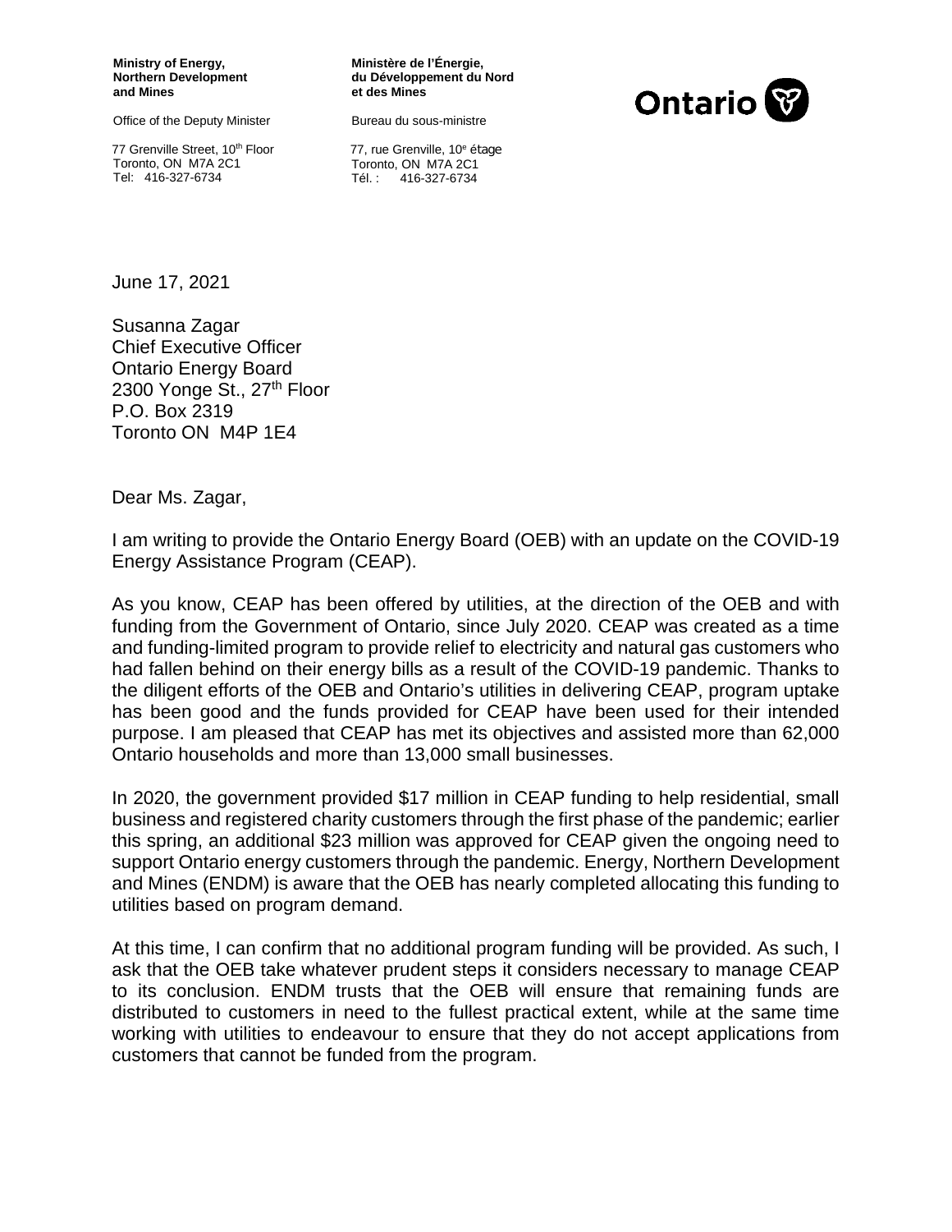**Ministry of Energy, Northern Development and Mines**

Office of the Deputy Minister

77 Grenville Street, 10th Floor
Toronto, ON M7A 2C1
Tel: 416-327-6734

**Ministère de l'Énergie, du Développement du Nord et des Mines**

Bureau du sous-ministre

77, rue Grenville, 10e étage
Toronto, ON M7A 2C1
Tél. : 416-327-6734

Ontario

June 17, 2021

Susanna Zagar
Chief Executive Officer
Ontario Energy Board
2300 Yonge St., 27th Floor
P.O. Box 2319
Toronto ON M4P 1E4

Dear Ms. Zagar,

I am writing to provide the Ontario Energy Board (OEB) with an update on the COVID-19 Energy Assistance Program (CEAP).

As you know, CEAP has been offered by utilities, at the direction of the OEB and with funding from the Government of Ontario, since July 2020. CEAP was created as a time and funding-limited program to provide relief to electricity and natural gas customers who had fallen behind on their energy bills as a result of the COVID-19 pandemic. Thanks to the diligent efforts of the OEB and Ontario's utilities in delivering CEAP, program uptake has been good and the funds provided for CEAP have been used for their intended purpose. I am pleased that CEAP has met its objectives and assisted more than 62,000 Ontario households and more than 13,000 small businesses.

In 2020, the government provided $17 million in CEAP funding to help residential, small business and registered charity customers through the first phase of the pandemic; earlier this spring, an additional $23 million was approved for CEAP given the ongoing need to support Ontario energy customers through the pandemic. Energy, Northern Development and Mines (ENDM) is aware that the OEB has nearly completed allocating this funding to utilities based on program demand.

At this time, I can confirm that no additional program funding will be provided. As such, I ask that the OEB take whatever prudent steps it considers necessary to manage CEAP to its conclusion. ENDM trusts that the OEB will ensure that remaining funds are distributed to customers in need to the fullest practical extent, while at the same time working with utilities to endeavour to ensure that they do not accept applications from customers that cannot be funded from the program.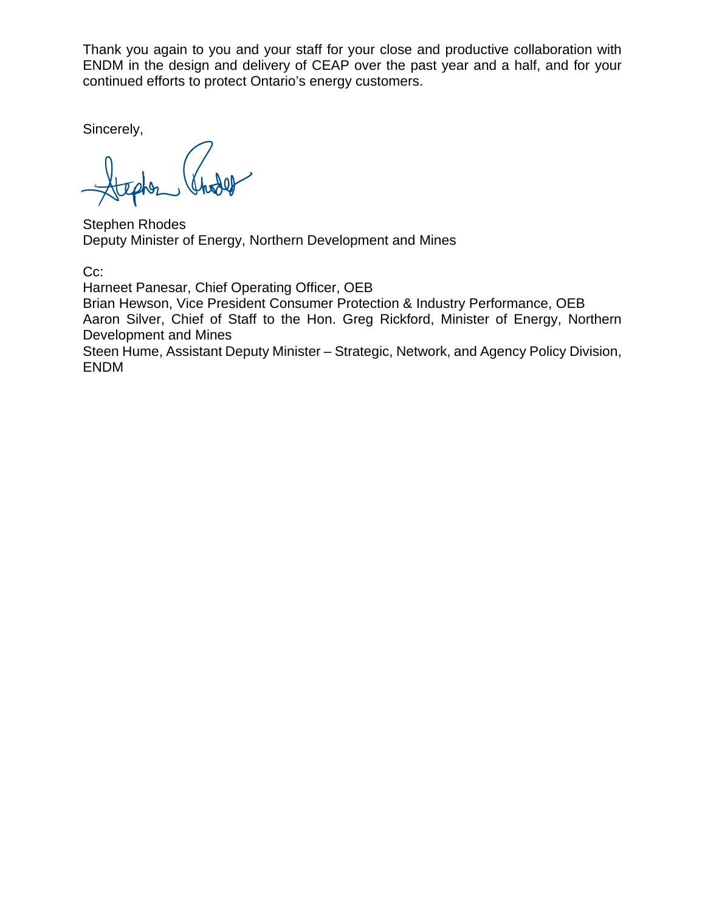Thank you again to you and your staff for your close and productive collaboration with ENDM in the design and delivery of CEAP over the past year and a half, and for your continued efforts to protect Ontario's energy customers.

Sincerely,

Stephen Rhodes
Deputy Minister of Energy, Northern Development and Mines

Cc:
Harneet Panesar, Chief Operating Officer, OEB
Brian Hewson, Vice President Consumer Protection & Industry Performance, OEB
Aaron Silver, Chief of Staff to the Hon. Greg Rickford, Minister of Energy, Northern Development and Mines
Steen Hume, Assistant Deputy Minister – Strategic, Network, and Agency Policy Division, ENDM